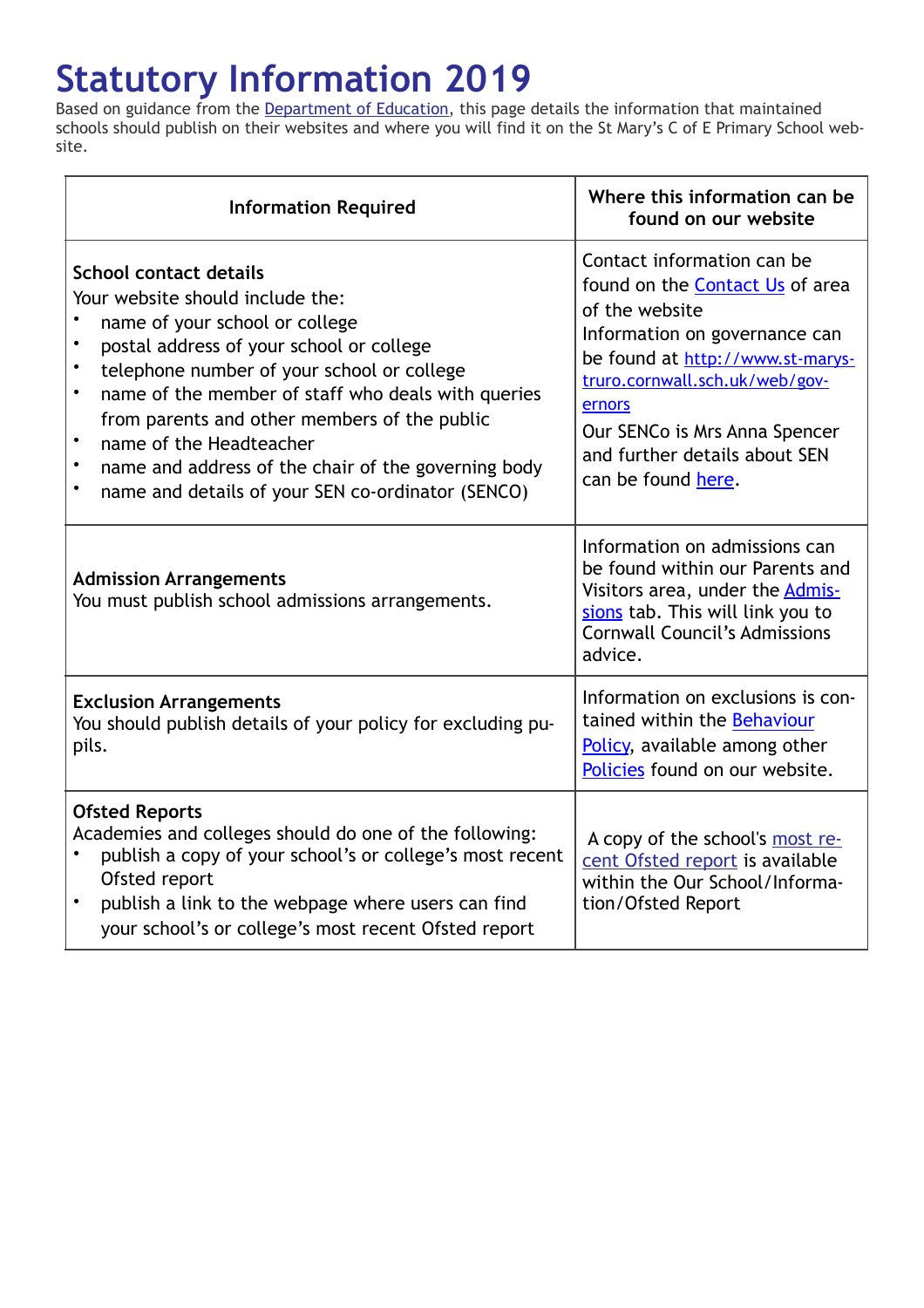# Statutory Information 2019

Based on guidance from the Department of Education, this page details the information that maintained schools should publish on their websites and where you will find it on the St Mary's C of E Primary School website.

| Information Required | Where this information can be found on our website |
|---|---|
| **School contact details**<br>Your website should include the:<br>• name of your school or college<br>• postal address of your school or college<br>• telephone number of your school or college<br>• name of the member of staff who deals with queries from parents and other members of the public<br>• name of the Headteacher<br>• name and address of the chair of the governing body<br>• name and details of your SEN co-ordinator (SENCO) | Contact information can be found on the Contact Us of area of the website<br>Information on governance can be found at http://www.st-marys-truro.cornwall.sch.uk/web/governors<br>Our SENCo is Mrs Anna Spencer and further details about SEN can be found here. |
| **Admission Arrangements**<br>You must publish school admissions arrangements. | Information on admissions can be found within our Parents and Visitors area, under the Admissions tab. This will link you to Cornwall Council's Admissions advice. |
| **Exclusion Arrangements**<br>You should publish details of your policy for excluding pupils. | Information on exclusions is contained within the Behaviour Policy, available among other Policies found on our website. |
| **Ofsted Reports**<br>Academies and colleges should do one of the following:<br>• publish a copy of your school's or college's most recent Ofsted report<br>• publish a link to the webpage where users can find your school's or college's most recent Ofsted report | A copy of the school's most recent Ofsted report is available within the Our School/Information/Ofsted Report |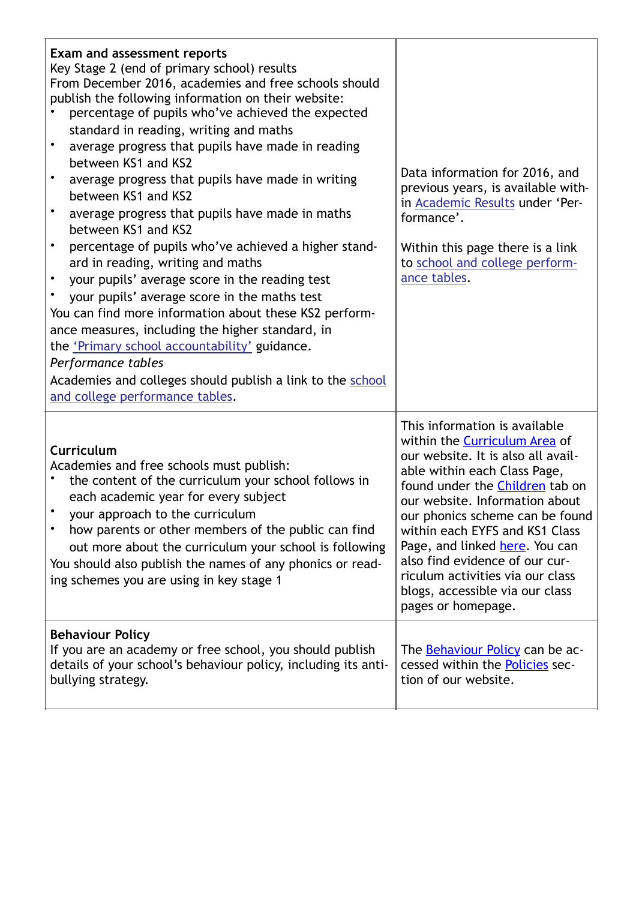| | |
|---|---|
| **Exam and assessment reports**<br>Key Stage 2 (end of primary school) results<br>From December 2016, academies and free schools should publish the following information on their website:<br>• percentage of pupils who've achieved the expected standard in reading, writing and maths<br>• average progress that pupils have made in reading between KS1 and KS2<br>• average progress that pupils have made in writing between KS1 and KS2<br>• average progress that pupils have made in maths between KS1 and KS2<br>• percentage of pupils who've achieved a higher standard in reading, writing and maths<br>• your pupils' average score in the reading test<br>• your pupils' average score in the maths test<br>You can find more information about these KS2 performance measures, including the higher standard, in the 'Primary school accountability' guidance.<br>*Performance tables*<br>Academies and colleges should publish a link to the school and college performance tables. | Data information for 2016, and previous years, is available within Academic Results under 'Performance'.<br><br>Within this page there is a link to school and college performance tables. |
| **Curriculum**<br>Academies and free schools must publish:<br>• the content of the curriculum your school follows in each academic year for every subject<br>• your approach to the curriculum<br>• how parents or other members of the public can find out more about the curriculum your school is following<br>You should also publish the names of any phonics or reading schemes you are using in key stage 1 | This information is available within the Curriculum Area of our website. It is also all available within each Class Page, found under the Children tab on our website. Information about our phonics scheme can be found within each EYFS and KS1 Class Page, and linked here. You can also find evidence of our curriculum activities via our class blogs, accessible via our class pages or homepage. |
| **Behaviour Policy**<br>If you are an academy or free school, you should publish details of your school's behaviour policy, including its anti-bullying strategy. | The Behaviour Policy can be accessed within the Policies section of our website. |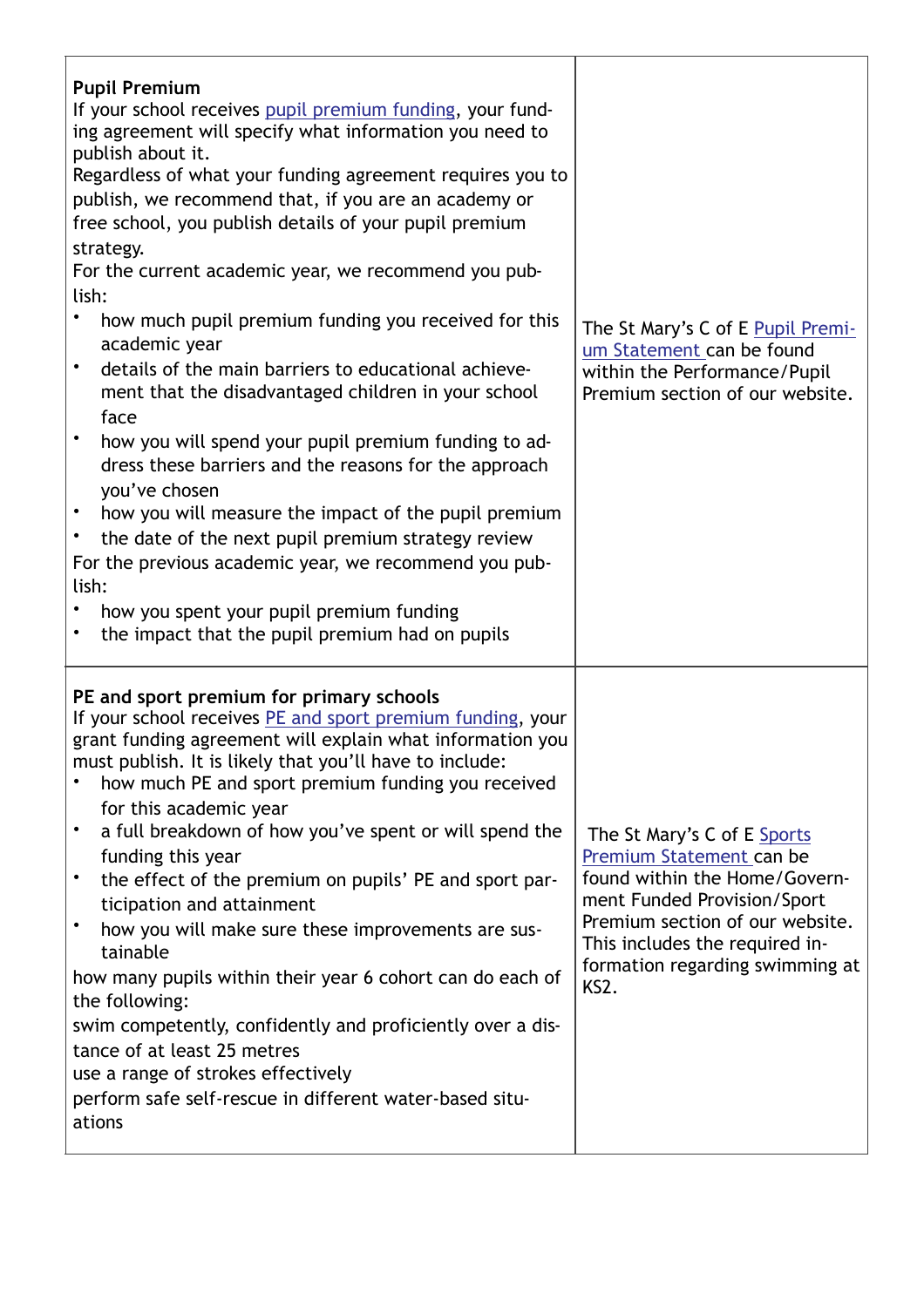| **Pupil Premium**<br>If your school receives pupil premium funding, your funding agreement will specify what information you need to publish about it.<br>Regardless of what your funding agreement requires you to publish, we recommend that, if you are an academy or free school, you publish details of your pupil premium strategy.<br>For the current academic year, we recommend you publish:<br>• how much pupil premium funding you received for this academic year<br>• details of the main barriers to educational achievement that the disadvantaged children in your school face<br>• how you will spend your pupil premium funding to address these barriers and the reasons for the approach you've chosen<br>• how you will measure the impact of the pupil premium<br>• the date of the next pupil premium strategy review<br>For the previous academic year, we recommend you publish:<br>• how you spent your pupil premium funding<br>• the impact that the pupil premium had on pupils | The St Mary's C of E Pupil Premium Statement can be found within the Performance/Pupil Premium section of our website. |
|---|---|
| **PE and sport premium for primary schools**<br>If your school receives PE and sport premium funding, your grant funding agreement will explain what information you must publish. It is likely that you'll have to include:<br>• how much PE and sport premium funding you received for this academic year<br>• a full breakdown of how you've spent or will spend the funding this year<br>• the effect of the premium on pupils' PE and sport participation and attainment<br>• how you will make sure these improvements are sustainable<br>how many pupils within their year 6 cohort can do each of the following:<br>swim competently, confidently and proficiently over a distance of at least 25 metres<br>use a range of strokes effectively<br>perform safe self-rescue in different water-based situations | The St Mary's C of E Sports Premium Statement can be found within the Home/Government Funded Provision/Sport Premium section of our website. This includes the required information regarding swimming at KS2. |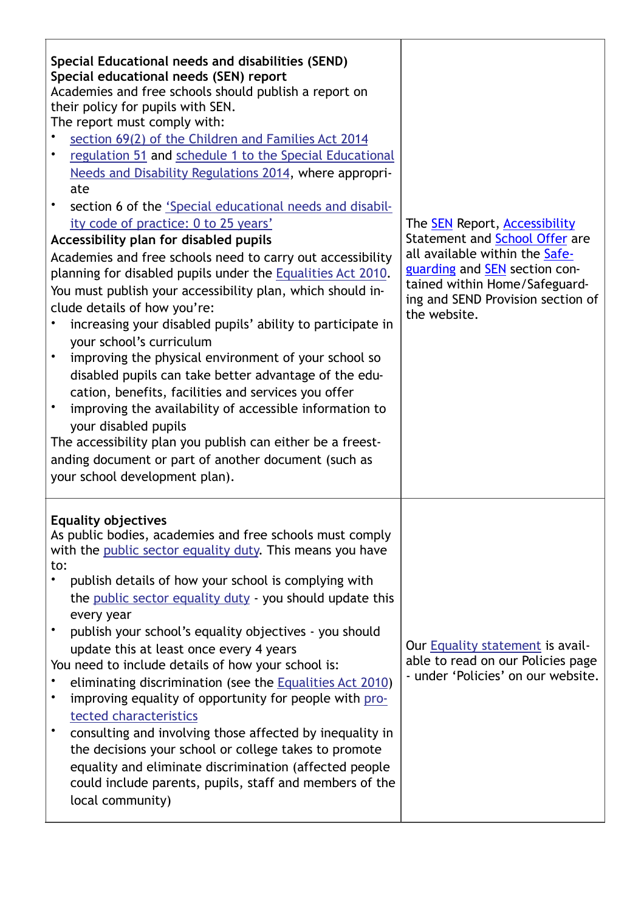| | |
|---|---|
| **Special Educational needs and disabilities (SEND)**<br>**Special educational needs (SEN) report**<br>Academies and free schools should publish a report on their policy for pupils with SEN.<br>The report must comply with:<br>• section 69(2) of the Children and Families Act 2014<br>• regulation 51 and schedule 1 to the Special Educational Needs and Disability Regulations 2014, where appropriate<br>• section 6 of the 'Special educational needs and disability code of practice: 0 to 25 years'<br>**Accessibility plan for disabled pupils**<br>Academies and free schools need to carry out accessibility planning for disabled pupils under the Equalities Act 2010. You must publish your accessibility plan, which should include details of how you're:<br>• increasing your disabled pupils' ability to participate in your school's curriculum<br>• improving the physical environment of your school so disabled pupils can take better advantage of the education, benefits, facilities and services you offer<br>• improving the availability of accessible information to your disabled pupils<br>The accessibility plan you publish can either be a freestanding document or part of another document (such as your school development plan). | The SEN Report, Accessibility Statement and School Offer are all available within the Safeguarding and SEN section contained within Home/Safeguarding and SEND Provision section of the website. |
| **Equality objectives**<br>As public bodies, academies and free schools must comply with the public sector equality duty. This means you have to:<br>• publish details of how your school is complying with the public sector equality duty - you should update this every year<br>• publish your school's equality objectives - you should update this at least once every 4 years<br>You need to include details of how your school is:<br>• eliminating discrimination (see the Equalities Act 2010)<br>• improving equality of opportunity for people with protected characteristics<br>• consulting and involving those affected by inequality in the decisions your school or college takes to promote equality and eliminate discrimination (affected people could include parents, pupils, staff and members of the local community) | Our Equality statement is available to read on our Policies page - under 'Policies' on our website. |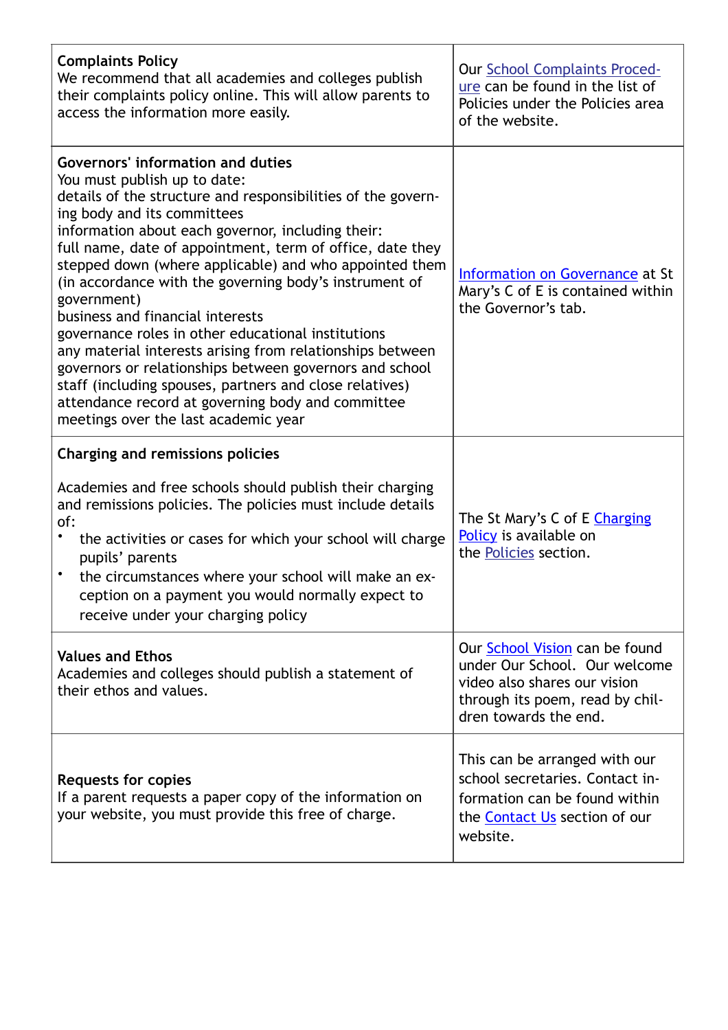| | |
|---|---|
| **Complaints Policy**<br>We recommend that all academies and colleges publish their complaints policy online. This will allow parents to access the information more easily. | Our School Complaints Procedure can be found in the list of Policies under the Policies area of the website. |
| **Governors' information and duties**<br>You must publish up to date:<br>details of the structure and responsibilities of the governing body and its committees<br>information about each governor, including their:<br>full name, date of appointment, term of office, date they stepped down (where applicable) and who appointed them (in accordance with the governing body's instrument of government)<br>business and financial interests<br>governance roles in other educational institutions<br>any material interests arising from relationships between governors or relationships between governors and school staff (including spouses, partners and close relatives)<br>attendance record at governing body and committee meetings over the last academic year | Information on Governance at St Mary's C of E is contained within the Governor's tab. |
| **Charging and remissions policies**<br><br>Academies and free schools should publish their charging and remissions policies. The policies must include details of:<br>• the activities or cases for which your school will charge pupils' parents<br>• the circumstances where your school will make an exception on a payment you would normally expect to receive under your charging policy | The St Mary's C of E Charging Policy is available on the Policies section. |
| **Values and Ethos**<br>Academies and colleges should publish a statement of their ethos and values. | Our School Vision can be found under Our School. Our welcome video also shares our vision through its poem, read by children towards the end. |
| **Requests for copies**<br>If a parent requests a paper copy of the information on your website, you must provide this free of charge. | This can be arranged with our school secretaries. Contact information can be found within the Contact Us section of our website. |